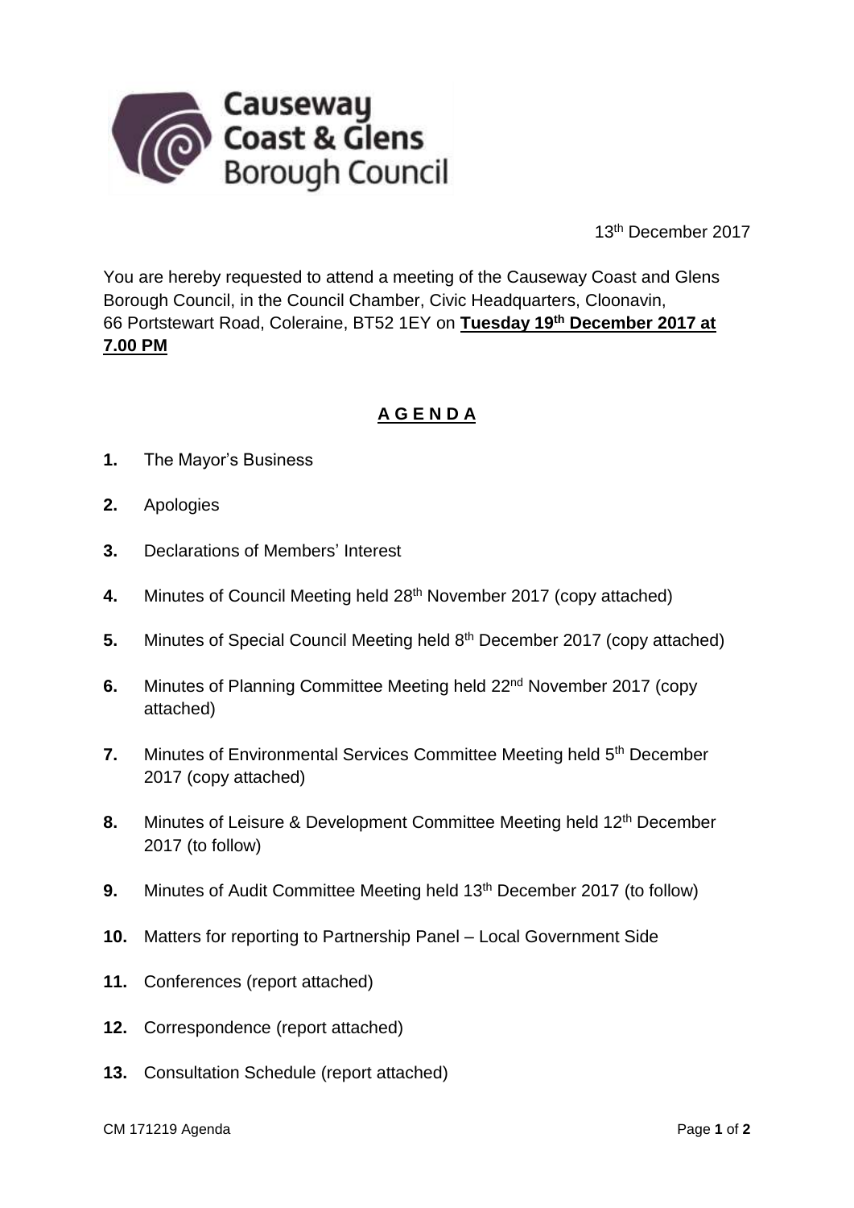Causeway Coast & Glens Borough Council

13th December 2017

You are hereby requested to attend a meeting of the Causeway Coast and Glens Borough Council, in the Council Chamber, Civic Headquarters, Cloonavin, 66 Portstewart Road, Coleraine, BT52 1EY on **Tuesday 19th December 2017 at 7.00 PM**

## A G E N D A

**1.** The Mayor's Business

**2.** Apologies

**3.** Declarations of Members' Interest

**4.** Minutes of Council Meeting held 28th November 2017 (copy attached)

**5.** Minutes of Special Council Meeting held 8th December 2017 (copy attached)

**6.** Minutes of Planning Committee Meeting held 22nd November 2017 (copy attached)

**7.** Minutes of Environmental Services Committee Meeting held 5th December 2017 (copy attached)

**8.** Minutes of Leisure & Development Committee Meeting held 12th December 2017 (to follow)

**9.** Minutes of Audit Committee Meeting held 13th December 2017 (to follow)

**10.** Matters for reporting to Partnership Panel – Local Government Side

**11.** Conferences (report attached)

**12.** Correspondence (report attached)

**13.** Consultation Schedule (report attached)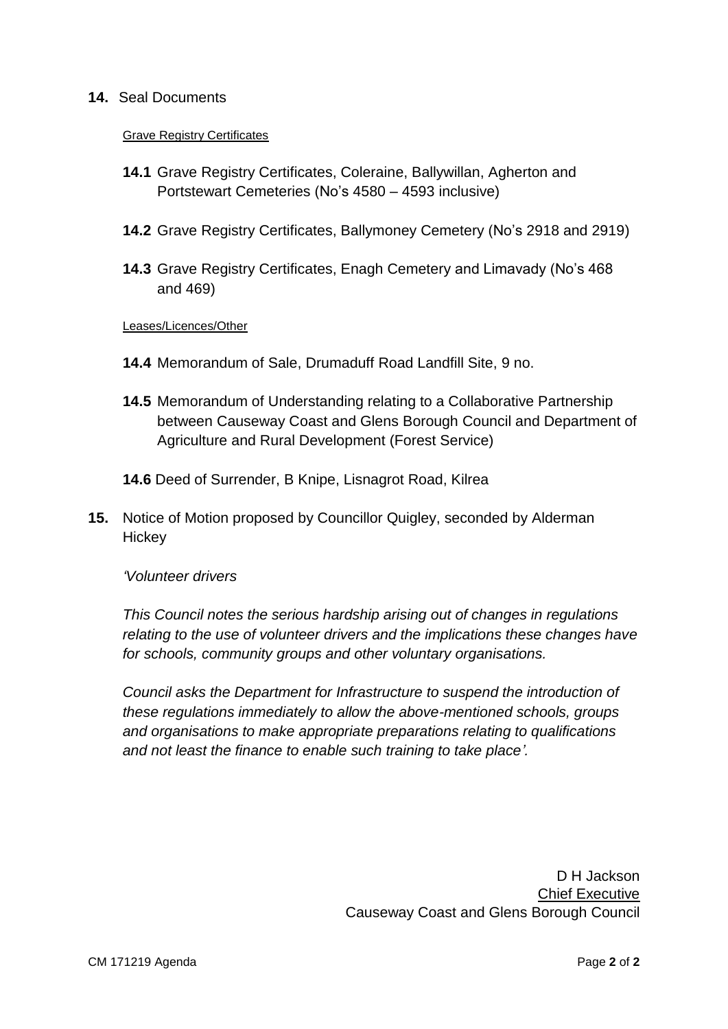**14.** Seal Documents

Grave Registry Certificates

**14.1** Grave Registry Certificates, Coleraine, Ballywillan, Agherton and Portstewart Cemeteries (No's 4580 – 4593 inclusive)

**14.2** Grave Registry Certificates, Ballymoney Cemetery (No's 2918 and 2919)

**14.3** Grave Registry Certificates, Enagh Cemetery and Limavady (No's 468 and 469)

Leases/Licences/Other

**14.4** Memorandum of Sale, Drumaduff Road Landfill Site, 9 no.

**14.5** Memorandum of Understanding relating to a Collaborative Partnership between Causeway Coast and Glens Borough Council and Department of Agriculture and Rural Development (Forest Service)

**14.6** Deed of Surrender, B Knipe, Lisnagrot Road, Kilrea

**15.** Notice of Motion proposed by Councillor Quigley, seconded by Alderman Hickey

*'Volunteer drivers*

*This Council notes the serious hardship arising out of changes in regulations relating to the use of volunteer drivers and the implications these changes have for schools, community groups and other voluntary organisations.*

*Council asks the Department for Infrastructure to suspend the introduction of these regulations immediately to allow the above-mentioned schools, groups and organisations to make appropriate preparations relating to qualifications and not least the finance to enable such training to take place'.*

D H Jackson
Chief Executive
Causeway Coast and Glens Borough Council

CM 171219 Agenda